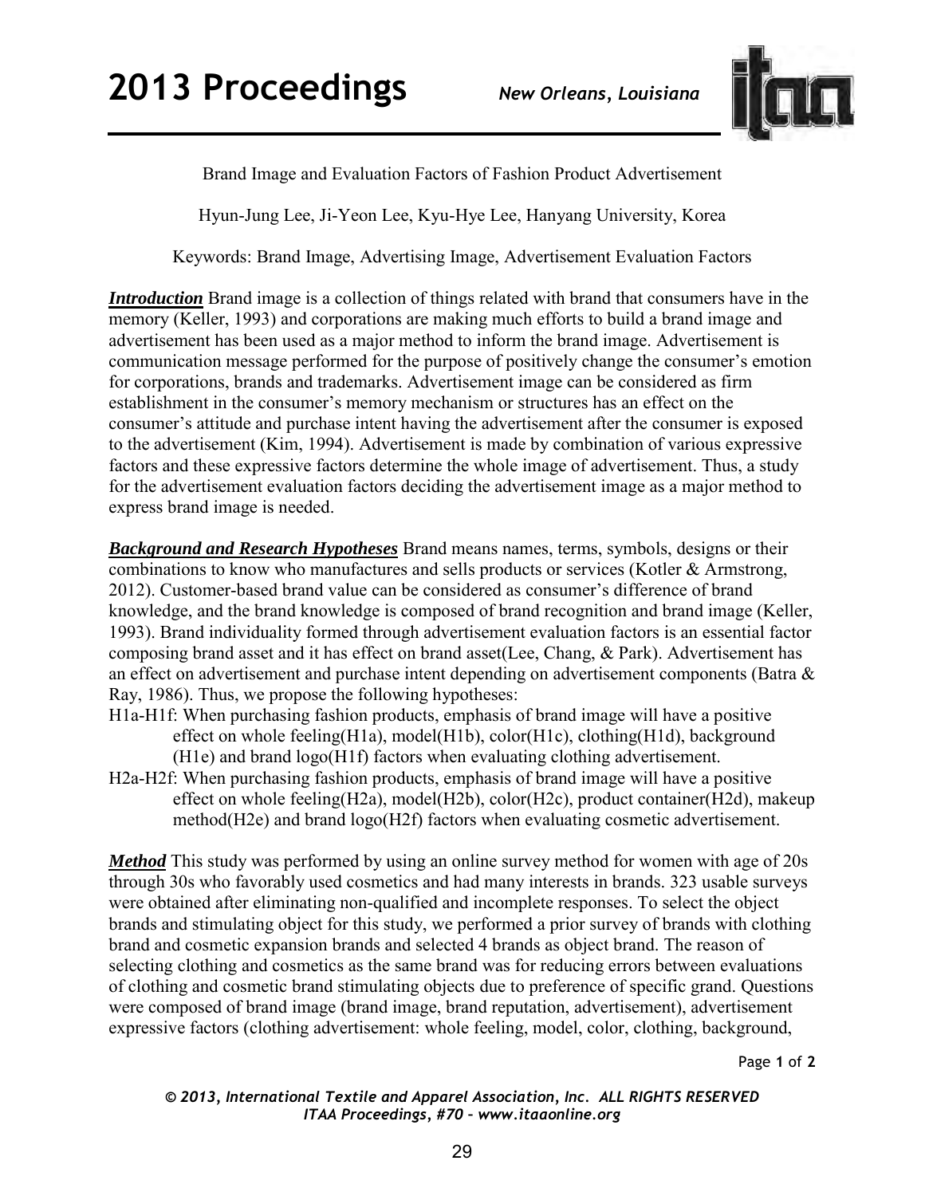# Brand Image and Evaluation Factors of Fashion Product Advertisement

Hyun-Jung Lee, Ji-Yeon Lee, Kyu-Hye Lee, Hanyang University, Korea

Keywords: Brand Image, Advertising Image, Advertisement Evaluation Factors

***Introduction*** Brand image is a collection of things related with brand that consumers have in the memory (Keller, 1993) and corporations are making much efforts to build a brand image and advertisement has been used as a major method to inform the brand image. Advertisement is communication message performed for the purpose of positively change the consumer's emotion for corporations, brands and trademarks. Advertisement image can be considered as firm establishment in the consumer's memory mechanism or structures has an effect on the consumer's attitude and purchase intent having the advertisement after the consumer is exposed to the advertisement (Kim, 1994). Advertisement is made by combination of various expressive factors and these expressive factors determine the whole image of advertisement. Thus, a study for the advertisement evaluation factors deciding the advertisement image as a major method to express brand image is needed.

***Background and Research Hypotheses*** Brand means names, terms, symbols, designs or their combinations to know who manufactures and sells products or services (Kotler & Armstrong, 2012). Customer-based brand value can be considered as consumer's difference of brand knowledge, and the brand knowledge is composed of brand recognition and brand image (Keller, 1993). Brand individuality formed through advertisement evaluation factors is an essential factor composing brand asset and it has effect on brand asset(Lee, Chang, & Park). Advertisement has an effect on advertisement and purchase intent depending on advertisement components (Batra & Ray, 1986). Thus, we propose the following hypotheses:

H1a-H1f: When purchasing fashion products, emphasis of brand image will have a positive effect on whole feeling(H1a), model(H1b), color(H1c), clothing(H1d), background (H1e) and brand logo(H1f) factors when evaluating clothing advertisement.

H2a-H2f: When purchasing fashion products, emphasis of brand image will have a positive effect on whole feeling(H2a), model(H2b), color(H2c), product container(H2d), makeup method(H2e) and brand logo(H2f) factors when evaluating cosmetic advertisement.

***Method*** This study was performed by using an online survey method for women with age of 20s through 30s who favorably used cosmetics and had many interests in brands. 323 usable surveys were obtained after eliminating non-qualified and incomplete responses. To select the object brands and stimulating object for this study, we performed a prior survey of brands with clothing brand and cosmetic expansion brands and selected 4 brands as object brand. The reason of selecting clothing and cosmetics as the same brand was for reducing errors between evaluations of clothing and cosmetic brand stimulating objects due to preference of specific grand. Questions were composed of brand image (brand image, brand reputation, advertisement), advertisement expressive factors (clothing advertisement: whole feeling, model, color, clothing, background,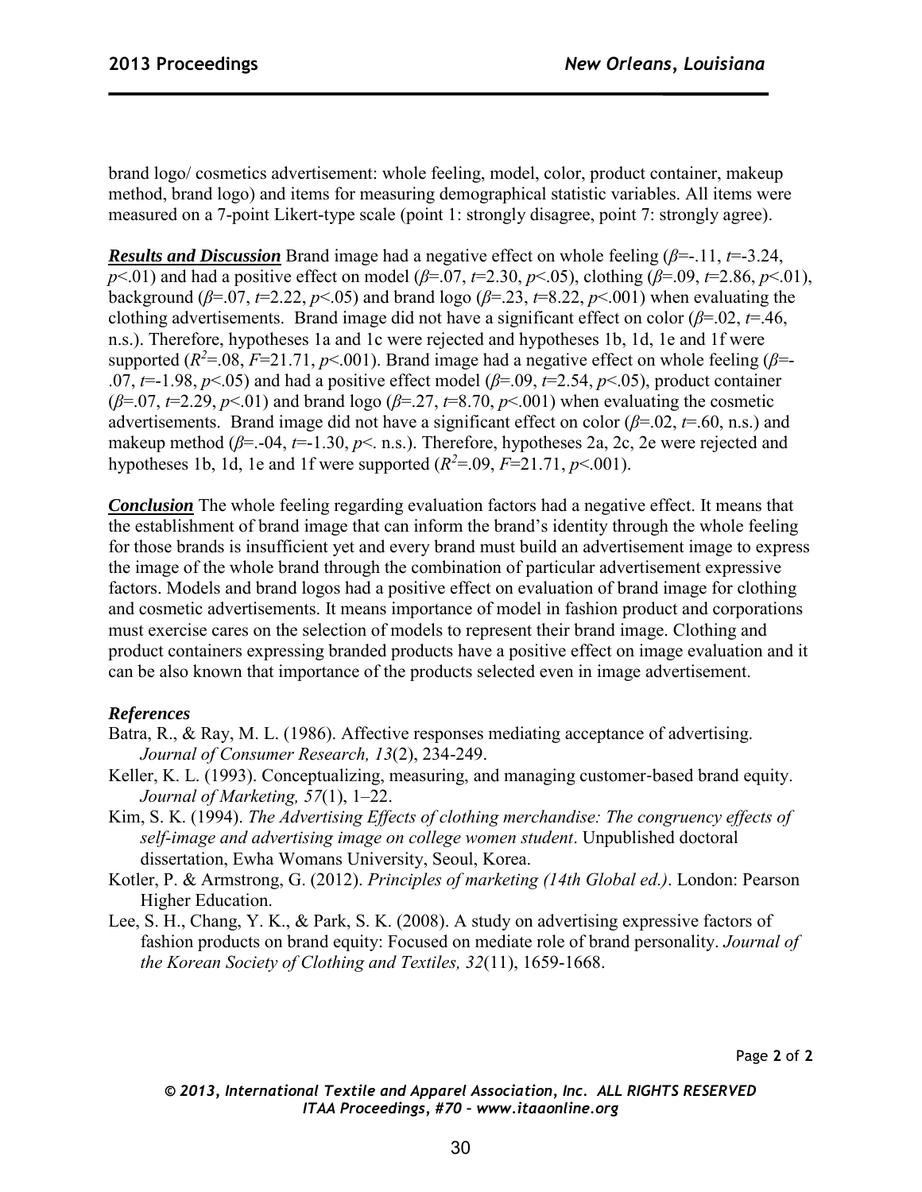brand logo/ cosmetics advertisement: whole feeling, model, color, product container, makeup method, brand logo) and items for measuring demographical statistic variables. All items were measured on a 7-point Likert-type scale (point 1: strongly disagree, point 7: strongly agree).

***Results and Discussion*** Brand image had a negative effect on whole feeling ($\beta$=-.11, $t$=-3.24, $p$<.01) and had a positive effect on model ($\beta$=.07, $t$=2.30, $p$<.05), clothing ($\beta$=.09, $t$=2.86, $p$<.01), background ($\beta$=.07, $t$=2.22, $p$<.05) and brand logo ($\beta$=.23, $t$=8.22, $p$<.001) when evaluating the clothing advertisements. Brand image did not have a significant effect on color ($\beta$=.02, $t$=.46, n.s.). Therefore, hypotheses 1a and 1c were rejected and hypotheses 1b, 1d, 1e and 1f were supported ($R^2$=.08, $F$=21.71, $p$<.001). Brand image had a negative effect on whole feeling ($\beta$=-.07, $t$=-1.98, $p$<.05) and had a positive effect model ($\beta$=.09, $t$=2.54, $p$<.05), product container ($\beta$=.07, $t$=2.29, $p$<.01) and brand logo ($\beta$=.27, $t$=8.70, $p$<.001) when evaluating the cosmetic advertisements. Brand image did not have a significant effect on color ($\beta$=.02, $t$=.60, n.s.) and makeup method ($\beta$=.-04, $t$=-1.30, $p$<. n.s.). Therefore, hypotheses 2a, 2c, 2e were rejected and hypotheses 1b, 1d, 1e and 1f were supported ($R^2$=.09, $F$=21.71, $p$<.001).

***Conclusion*** The whole feeling regarding evaluation factors had a negative effect. It means that the establishment of brand image that can inform the brand's identity through the whole feeling for those brands is insufficient yet and every brand must build an advertisement image to express the image of the whole brand through the combination of particular advertisement expressive factors. Models and brand logos had a positive effect on evaluation of brand image for clothing and cosmetic advertisements. It means importance of model in fashion product and corporations must exercise cares on the selection of models to represent their brand image. Clothing and product containers expressing branded products have a positive effect on image evaluation and it can be also known that importance of the products selected even in image advertisement.

### *References*

Batra, R., & Ray, M. L. (1986). Affective responses mediating acceptance of advertising. *Journal of Consumer Research, 13*(2), 234-249.

Keller, K. L. (1993). Conceptualizing, measuring, and managing customer-based brand equity. *Journal of Marketing, 57*(1), 1–22.

Kim, S. K. (1994). *The Advertising Effects of clothing merchandise: The congruency effects of self-image and advertising image on college women student*. Unpublished doctoral dissertation, Ewha Womans University, Seoul, Korea.

Kotler, P. & Armstrong, G. (2012). *Principles of marketing (14th Global ed.)*. London: Pearson Higher Education.

Lee, S. H., Chang, Y. K., & Park, S. K. (2008). A study on advertising expressive factors of fashion products on brand equity: Focused on mediate role of brand personality. *Journal of the Korean Society of Clothing and Textiles, 32*(11), 1659-1668.